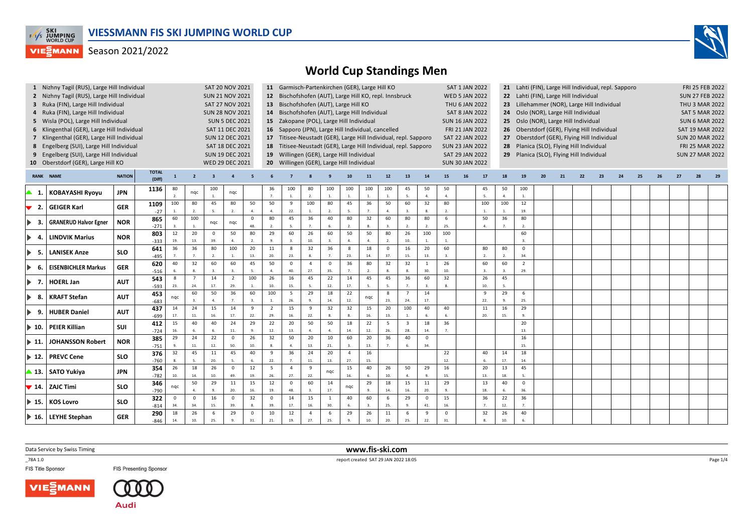# VIESSMANN FIS SKI JUMPING WORLD CUP

Season 2021/2022

## World Cup Standings Men

| # | Competition | Date |
|---|---|---|
| 1 | Nizhny Tagil (RUS), Large Hill Individual | SAT 20 NOV 2021 |
| 2 | Nizhny Tagil (RUS), Large Hill Individual | SUN 21 NOV 2021 |
| 3 | Ruka (FIN), Large Hill Individual | SAT 27 NOV 2021 |
| 4 | Ruka (FIN), Large Hill Individual | SUN 28 NOV 2021 |
| 5 | Wisla (POL), Large Hill Individual | SUN 5 DEC 2021 |
| 6 | Klingenthal (GER), Large Hill Individual | SAT 11 DEC 2021 |
| 7 | Klingenthal (GER), Large Hill Individual | SUN 12 DEC 2021 |
| 8 | Engelberg (SUI), Large Hill Individual | SAT 18 DEC 2021 |
| 9 | Engelberg (SUI), Large Hill Individual | SUN 19 DEC 2021 |
| 10 | Oberstdorf (GER), Large Hill KO | WED 29 DEC 2021 |
| 11 | Garmisch-Partenkirchen (GER), Large Hill KO | SAT 1 JAN 2022 |
| 12 | Bischofshofen (AUT), Large Hill KO, repl. Innsbruck | WED 5 JAN 2022 |
| 13 | Bischofshofen (AUT), Large Hill KO | THU 6 JAN 2022 |
| 14 | Bischofshofen (AUT), Large Hill Individual | SAT 8 JAN 2022 |
| 15 | Zakopane (POL), Large Hill Individual | SUN 16 JAN 2022 |
| 16 | Sapporo (JPN), Large Hill Individual, cancelled | FRI 21 JAN 2022 |
| 17 | Titisee-Neustadt (GER), Large Hill Individual, repl. Sapporo | SAT 22 JAN 2022 |
| 18 | Titisee-Neustadt (GER), Large Hill Individual, repl. Sapporo | SUN 23 JAN 2022 |
| 19 | Willingen (GER), Large Hill Individual | SAT 29 JAN 2022 |
| 20 | Willingen (GER), Large Hill Individual | SUN 30 JAN 2022 |
| 21 | Lahti (FIN), Large Hill Individual, repl. Sapporo | FRI 25 FEB 2022 |
| 22 | Lahti (FIN), Large Hill Individual | SUN 27 FEB 2022 |
| 23 | Lillehammer (NOR), Large Hill Individual | THU 3 MAR 2022 |
| 24 | Oslo (NOR), Large Hill Individual | SAT 5 MAR 2022 |
| 25 | Oslo (NOR), Large Hill Individual | SUN 6 MAR 2022 |
| 26 | Oberstdorf (GER), Flying Hill Individual | SAT 19 MAR 2022 |
| 27 | Oberstdorf (GER), Flying Hill Individual | SUN 20 MAR 2022 |
| 28 | Planica (SLO), Flying Hill Individual | FRI 25 MAR 2022 |
| 29 | Planica (SLO), Flying Hill Individual | SUN 27 MAR 2022 |

| RANK | NAME | NATION | TOTAL (Diff) | 1 | 2 | 3 | 4 | 5 | 6 | 7 | 8 | 9 | 10 | 11 | 12 | 13 | 14 | 15 | 16 | 17 | 18 | 19 | 20 | 21 | 22 | 23 | 24 | 25 | 26 | 27 | 28 | 29 |
|---|---|---|---|---|---|---|---|---|---|---|---|---|---|---|---|---|---|---|---|---|---|---|---|---|---|---|---|---|---|---|---|---|
| ▲ 1. | KOBAYASHI Ryoyu | JPN | 1136 | 80 2. | nqc | 100 1. | nqc | | 36 7. | 100 1. | 80 2. | 100 1. | 100 1. | 100 1. | 100 1. | 45 5. | 50 4. | 50 4. | | 45 5. | 50 4. | 100 1. | | | | | | | | | | |
| ▼ 2. | GEIGER Karl | GER | 1109 -27 | 100 1. | 80 2. | 45 5. | 80 2. | 50 4. | 50 4. | 9 22. | 100 1. | 80 2. | 45 5. | 36 7. | 50 4. | 60 3. | 32 8. | 80 2. | | 100 1. | 100 1. | 12 19. | | | | | | | | | | |
| ▶ 3. | GRANERUD Halvor Egner | NOR | 865 -271 | 60 3. | 100 1. | nqc | nqc | 0 48. | 80 2. | 45 5. | 36 7. | 40 6. | 80 2. | 32 8. | 60 3. | 80 2. | 80 2. | 6 25. | | 50 4. | 36 7. | 80 2. | | | | | | | | | | |
| ▶ 4. | LINDVIK Marius | NOR | 803 -333 | 12 19. | 20 13. | 0 39. | 50 4. | 80 2. | 29 9. | 60 3. | 26 10. | 60 3. | 50 4. | 50 4. | 80 2. | 26 10. | 100 1. | 100 1. | | | | 60 3. | | | | | | | | | | |
| ▶ 5. | LANISEK Anze | SLO | 641 -495 | 36 7. | 36 7. | 80 2. | 100 1. | 20 13. | 11 20. | 8 23. | 32 8. | 36 7. | 8 23. | 18 14. | 0 37. | 16 15. | 20 13. | 60 3. | | 80 2. | 80 2. | 0 34. | | | | | | | | | | |
| ▶ 6. | EISENBICHLER Markus | GER | 620 -516 | 40 6. | 32 8. | 60 3. | 60 3. | 45 5. | 50 4. | 0 40. | 4 27. | 0 35. | 36 7. | 80 2. | 32 8. | 32 8. | 1 30. | 26 10. | | 60 3. | 60 3. | 2 29. | | | | | | | | | | |
| ▶ 7. | HOERL Jan | AUT | 543 -593 | 8 23. | 7 24. | 14 17. | 2 29. | 100 1. | 26 10. | 16 15. | 45 5. | 22 12. | 14 17. | 45 5. | 45 5. | 36 7. | 60 3. | 32 8. | | 26 10. | 45 5. | | | | | | | | | | | |
| ▶ 8. | KRAFT Stefan | AUT | 453 -683 | nqc | 60 3. | 50 4. | 36 7. | 60 3. | 100 1. | 5 26. | 29 9. | 18 14. | 22 12. | nqc | 8 23. | 7 24. | 14 17. | | | 9 22. | 29 9. | 6 25. | | | | | | | | | | |
| ▶ 9. | HUBER Daniel | AUT | 437 -699 | 14 17. | 24 11. | 15 16. | 14 17. | 9 22. | 2 29. | 15 16. | 9 22. | 32 8. | 32 8. | 15 16. | 20 13. | 100 1. | 40 6. | 40 6. | | 11 20. | 16 15. | 29 9. | | | | | | | | | | |
| ▶ 10. | PEIER Killian | SUI | 412 -724 | 15 16. | 40 6. | 40 6. | 24 11. | 29 9. | 22 12. | 20 13. | 50 4. | 50 4. | 18 14. | 22 12. | 5 26. | 3 28. | 18 14. | 36 7. | | | | 20 13. | | | | | | | | | | |
| ▶ 11. | JOHANSSON Robert | NOR | 385 -751 | 29 9. | 24 11. | 22 12. | 0 50. | 26 10. | 32 8. | 50 4. | 20 13. | 10 21. | 60 3. | 20 13. | 36 7. | 40 6. | 0 34. | | | | | 16 15. | | | | | | | | | | |
| ▶ 12. | PREVC Cene | SLO | 376 -760 | 32 8. | 45 5. | 11 20. | 45 5. | 40 6. | 9 22. | 36 7. | 24 11. | 20 13. | 4 27. | 16 15. | | | | 22 12. | | 40 6. | 14 17. | 18 14. | | | | | | | | | | |
| ▲ 13. | SATO Yukiya | JPN | 354 -782 | 26 10. | 18 14. | 26 10. | 0 49. | 12 19. | 5 26. | 4 27. | 9 22. | nqc | 15 16. | 40 6. | 26 10. | 50 4. | 29 9. | 16 15. | | 20 13. | 13 18. | 45 5. | | | | | | | | | | |
| ▼ 14. | ZAJC Timi | SLO | 346 -790 | nqc | 50 4. | 29 9. | 11 20. | 15 16. | 12 19. | 0 48. | 60 3. | 14 17. | nqc | 29 9. | 18 14. | 15 16. | 11 20. | 29 9. | | 13 18. | 40 6. | 0 36. | | | | | | | | | | |
| ▶ 15. | KOS Lovro | SLO | 322 -814 | 0 34. | 0 34. | 16 15. | 0 39. | 32 8. | 0 39. | 14 17. | 15 16. | 1 30. | 40 6. | 60 3. | 6 25. | 29 9. | 0 41. | 15 16. | | 36 7. | 22 12. | 36 7. | | | | | | | | | | |
| ▶ 16. | LEYHE Stephan | GER | 290 -846 | 18 14. | 26 10. | 6 25. | 29 9. | 0 31. | 10 21. | 12 19. | 4 27. | 6 25. | 29 9. | 26 10. | 11 20. | 6 25. | 9 22. | 0 31. | | 32 8. | 26 10. | 40 6. | | | | | | | | | | |

Data Service by Swiss Timing

www.fis-ski.com

_78A 1.0

report created SAT 29 JAN 2022 18:05

FIS Title Sponsor

FIS Presenting Sponsor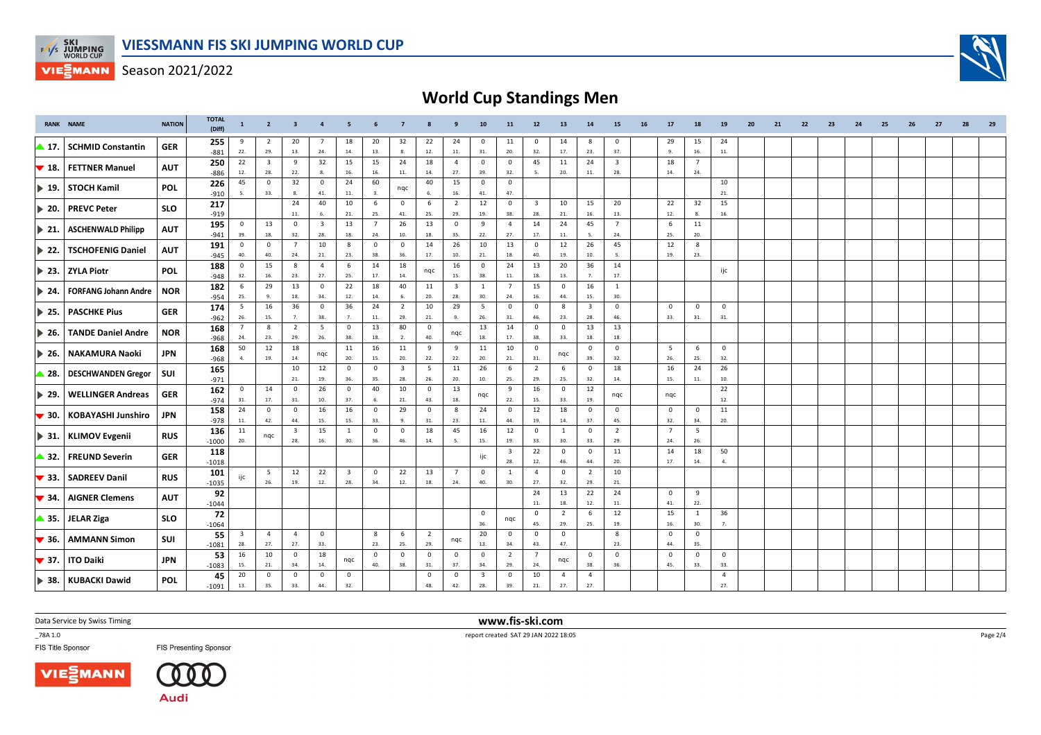# VIESSMANN FIS SKI JUMPING WORLD CUP

Season 2021/2022

## World Cup Standings Men

| RANK | NAME | NATION | TOTAL (Diff) | 1 | 2 | 3 | 4 | 5 | 6 | 7 | 8 | 9 | 10 | 11 | 12 | 13 | 14 | 15 | 16 | 17 | 18 | 19 | 20 | 21 | 22 | 23 | 24 | 25 | 26 | 27 | 28 | 29 |
|---|---|---|---|---|---|---|---|---|---|---|---|---|---|---|---|---|---|---|---|---|---|---|---|---|---|---|---|---|---|---|---|---|
| ▲ 17. | SCHMID Constantin | GER | 255 -881 | 9 22. | 2 29. | 20 13. | 7 24. | 18 14. | 20 13. | 32 8. | 22 12. | 24 11. | 0 31. | 11 20. | 0 32. | 14 17. | 8 23. | 0 37. | | 29 9. | 15 16. | 24 11. | | | | | | | | | | |
| ▼ 18. | FETTNER Manuel | AUT | 250 -886 | 22 12. | 3 28. | 9 22. | 32 8. | 15 16. | 15 16. | 24 11. | 18 14. | 4 27. | 0 39. | 0 32. | 45 5. | 11 20. | 24 11. | 3 28. | | 18 14. | 7 24. | | | | | | | | | | | |
| ▶ 19. | STOCH Kamil | POL | 226 -910 | 45 5. | 0 33. | 32 8. | 0 41. | 24 11. | 60 3. | nqc | 40 6. | 15 16. | 0 41. | 0 47. | | | | | | | | 10 21. | | | | | | | | | | |
| ▶ 20. | PREVC Peter | SLO | 217 -919 | | | 24 11. | 40 6. | 10 21. | 6 25. | 0 41. | 6 25. | 2 29. | 12 19. | 0 38. | 3 28. | 10 21. | 15 16. | 20 13. | | 22 12. | 32 8. | 15 16. | | | | | | | | | | |
| ▶ 21. | ASCHENWALD Philipp | AUT | 195 -941 | 0 39. | 13 18. | 0 32. | 3 28. | 13 18. | 7 24. | 26 10. | 13 18. | 0 35. | 9 22. | 4 27. | 14 17. | 24 11. | 45 5. | 7 24. | | 6 25. | 11 20. | | | | | | | | | | | |
| ▶ 22. | TSCHOFENIG Daniel | AUT | 191 -945 | 0 40. | 0 40. | 7 24. | 10 21. | 8 23. | 0 38. | 0 36. | 14 17. | 26 10. | 10 21. | 13 18. | 0 40. | 12 19. | 26 10. | 45 5. | | 12 19. | 8 23. | | | | | | | | | | | |
| ▶ 23. | ZYLA Piotr | POL | 188 -948 | 0 32. | 15 16. | 8 23. | 4 27. | 6 25. | 14 17. | 18 14. | nqc | 16 15. | 0 38. | 24 11. | 13 18. | 20 13. | 36 7. | 14 17. | | | | ijc | | | | | | | | | | |
| ▶ 24. | FORFANG Johann Andre | NOR | 182 -954 | 6 25. | 29 9. | 13 18. | 0 34. | 22 12. | 18 14. | 40 6. | 11 20. | 3 28. | 1 30. | 7 24. | 15 16. | 0 44. | 16 15. | 1 30. | | | | | | | | | | | | | | |
| ▶ 25. | PASCHKE Pius | GER | 174 -962 | 5 26. | 16 15. | 36 7. | 0 38. | 36 7. | 24 11. | 2 29. | 10 21. | 29 9. | 5 26. | 0 31. | 0 46. | 8 23. | 3 28. | 0 46. | | 0 33. | 0 31. | 0 31. | | | | | | | | | | |
| ▶ 26. | TANDE Daniel Andre | NOR | 168 -968 | 7 24. | 8 23. | 2 29. | 5 26. | 0 38. | 13 18. | 80 2. | 0 40. | nqc | 13 18. | 14 17. | 0 38. | 0 33. | 13 18. | 13 18. | | | | | | | | | | | | | | |
| ▶ 26. | NAKAMURA Naoki | JPN | 168 -968 | 50 4. | 12 19. | 18 14. | nqc | 11 20. | 16 15. | 11 20. | 9 22. | 9 22. | 11 20. | 10 21. | 0 31. | nqc | 0 39. | 0 32. | | 5 26. | 6 25. | 0 32. | | | | | | | | | | |
| ▲ 28. | DESCHWANDEN Gregor | SUI | 165 -971 | | | 10 21. | 12 19. | 0 36. | 0 35. | 3 28. | 5 26. | 11 20. | 26 10. | 6 25. | 2 29. | 6 25. | 0 32. | 18 14. | | 16 15. | 24 11. | 26 10. | | | | | | | | | | |
| ▶ 29. | WELLINGER Andreas | GER | 162 -974 | 0 31. | 14 17. | 0 31. | 26 10. | 0 37. | 40 6. | 10 21. | 0 43. | 13 18. | nqc | 9 22. | 16 15. | 0 33. | 12 19. | nqc | | nqc | | 22 12. | | | | | | | | | | |
| ▼ 30. | KOBAYASHI Junshiro | JPN | 158 -978 | 24 11. | 0 42. | 0 44. | 16 15. | 16 15. | 0 33. | 29 9. | 0 31. | 8 23. | 24 11. | 0 44. | 12 19. | 18 14. | 0 37. | 0 45. | | 0 32. | 0 34. | 11 20. | | | | | | | | | | |
| ▶ 31. | KLIMOV Evgenii | RUS | 136 -1000 | 11 20. | nqc | 3 28. | 15 16. | 1 30. | 0 36. | 0 46. | 18 14. | 45 5. | 16 15. | 12 19. | 0 33. | 1 30. | 0 33. | 2 29. | | 7 24. | 5 26. | | | | | | | | | | | |
| ▲ 32. | FREUND Severin | GER | 118 -1018 | | | | | | | | | | ijc | 3 28. | 22 12. | 0 46. | 0 44. | 11 20. | | 14 17. | 18 14. | 50 4. | | | | | | | | | | |
| ▼ 33. | SADREEV Danil | RUS | 101 -1035 | ijc | 5 26. | 12 19. | 22 12. | 3 28. | 0 34. | 22 12. | 13 18. | 7 24. | 0 40. | 1 30. | 4 27. | 0 32. | 2 29. | 10 21. | | | | | | | | | | | | | | |
| ▼ 34. | AIGNER Clemens | AUT | 92 -1044 | | | | | | | | | | | | 24 11. | 13 18. | 22 12. | 24 11. | | 0 41. | 9 22. | | | | | | | | | | | |
| ▲ 35. | JELAR Ziga | SLO | 72 -1064 | | | | | | | | | | 0 36. | nqc | 0 45. | 2 29. | 6 25. | 12 19. | | 15 16. | 1 30. | 36 7. | | | | | | | | | | |
| ▼ 36. | AMMANN Simon | SUI | 55 -1081 | 3 28. | 4 27. | 4 27. | 0 33. | | 8 23. | 6 25. | 2 29. | nqc | 20 13. | 0 34. | 0 43. | 0 47. | | 8 23. | | 0 44. | 0 35. | | | | | | | | | | | |
| ▼ 37. | ITO Daiki | JPN | 53 -1083 | 16 15. | 10 21. | 0 34. | 18 14. | nqc | 0 40. | 0 38. | 0 31. | 0 37. | 0 34. | 2 29. | 7 24. | nqc | 0 38. | 0 36. | | 0 45. | 0 33. | 0 33. | | | | | | | | | | |
| ▶ 38. | KUBACKI Dawid | POL | 45 -1091 | 20 13. | 0 35. | 0 33. | 0 44. | 0 32. | | | 0 48. | 0 42. | 3 28. | 0 39. | 10 21. | 4 27. | 4 27. | | | | | 4 27. | | | | | | | | | | |

Data Service by Swiss Timing

www.fis-ski.com

_78A 1.0 report created SAT 29 JAN 2022 18:05

FIS Title Sponsor FIS Presenting Sponsor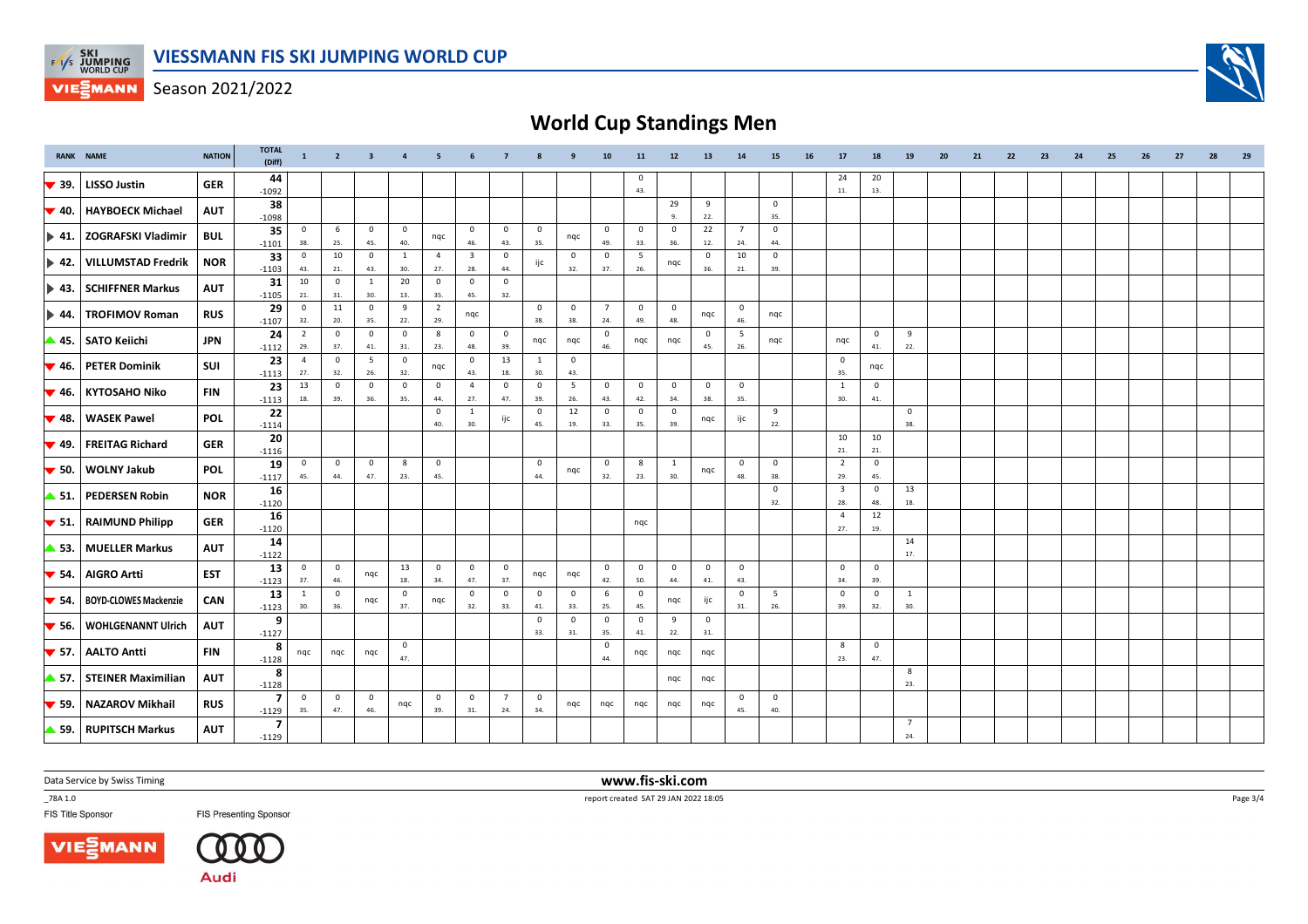# VIESSMANN FIS SKI JUMPING WORLD CUP

Season 2021/2022

## World Cup Standings Men

| RANK | NAME | NATION | TOTAL (Diff) | 1 | 2 | 3 | 4 | 5 | 6 | 7 | 8 | 9 | 10 | 11 | 12 | 13 | 14 | 15 | 16 | 17 | 18 | 19 | 20 | 21 | 22 | 23 | 24 | 25 | 26 | 27 | 28 | 29 |
|---|---|---|---|---|---|---|---|---|---|---|---|---|---|---|---|---|---|---|---|---|---|---|---|---|---|---|---|---|---|---|---|---|
| ▼ 39. | LISSO Justin | GER | 44 -1092 | | | | | | | | | | | 0 43. | | | | | | 24 11. | 20 13. | | | | | | | | | | | |
| ▼ 40. | HAYBOECK Michael | AUT | 38 -1098 | | | | | | | | | | | | 29 9. | 9 22. | | 0 35. | | | | | | | | | | | | | | |
| ▶ 41. | ZOGRAFSKI Vladimir | BUL | 35 -1101 | 0 38. | 6 25. | 0 45. | 0 40. | nqc | 0 46. | 0 43. | 0 35. | nqc | 0 49. | 0 33. | 0 36. | 22 12. | 7 24. | 0 44. | | | | | | | | | | | | | | |
| ▶ 42. | VILLUMSTAD Fredrik | NOR | 33 -1103 | 0 43. | 10 21. | 0 43. | 1 30. | 4 27. | 3 28. | 0 44. | ijc | 0 32. | 0 37. | 5 26. | nqc | 0 36. | 10 21. | 0 39. | | | | | | | | | | | | | | |
| ▶ 43. | SCHIFFNER Markus | AUT | 31 -1105 | 10 21. | 0 31. | 1 30. | 20 13. | 0 35. | 0 45. | 0 32. | | | | | | | | | | | | | | | | | | | | | | |
| ▶ 44. | TROFIMOV Roman | RUS | 29 -1107 | 0 32. | 11 20. | 0 35. | 9 22. | 2 29. | nqc | | 0 38. | 0 38. | 7 24. | 0 49. | 0 48. | nqc | 0 46. | nqc | | | | | | | | | | | | | | |
| ▲ 45. | SATO Keiichi | JPN | 24 -1112 | 2 29. | 0 37. | 0 41. | 0 31. | 8 23. | 0 48. | 0 39. | nqc | nqc | 0 46. | nqc | nqc | 0 45. | 5 26. | nqc | | nqc | 0 41. | 9 22. | | | | | | | | | | |
| ▼ 46. | PETER Dominik | SUI | 23 -1113 | 4 27. | 0 32. | 5 26. | 0 32. | nqc | 0 43. | 13 18. | 1 30. | 0 43. | | | | | | | | 0 35. | nqc | | | | | | | | | | | |
| ▼ 46. | KYTOSAHO Niko | FIN | 23 -1113 | 13 18. | 0 39. | 0 36. | 0 35. | 0 44. | 4 27. | 0 47. | 0 39. | 5 26. | 0 43. | 0 42. | 0 34. | 0 38. | 0 35. | | | 1 30. | 0 41. | | | | | | | | | | | |
| ▼ 48. | WASEK Pawel | POL | 22 -1114 | | | | | 0 40. | 1 30. | ijc | 0 45. | 12 19. | 0 33. | 0 35. | 0 39. | nqc | ijc | 9 22. | | | | 0 38. | | | | | | | | | | |
| ▼ 49. | FREITAG Richard | GER | 20 -1116 | | | | | | | | | | | | | | | | | 10 21. | 10 21. | | | | | | | | | | | |
| ▼ 50. | WOLNY Jakub | POL | 19 -1117 | 0 45. | 0 44. | 0 47. | 8 23. | 0 45. | | | 0 44. | nqc | 0 32. | 8 23. | 1 30. | nqc | 0 48. | 0 38. | | 2 29. | 0 45. | | | | | | | | | | | |
| ▲ 51. | PEDERSEN Robin | NOR | 16 -1120 | | | | | | | | | | | | | | | 0 32. | | 3 28. | 0 48. | 13 18. | | | | | | | | | | |
| ▼ 51. | RAIMUND Philipp | GER | 16 -1120 | | | | | | | | | | | nqc | | | | | | 4 27. | 12 19. | | | | | | | | | | | |
| ▲ 53. | MUELLER Markus | AUT | 14 -1122 | | | | | | | | | | | | | | | | | | | 14 17. | | | | | | | | | | |
| ▼ 54. | AIGRO Artti | EST | 13 -1123 | 0 37. | 0 46. | nqc | 13 18. | 0 34. | 0 47. | 0 37. | nqc | nqc | 0 42. | 0 50. | 0 44. | 0 41. | 0 43. | | | 0 34. | 0 39. | | | | | | | | | | | |
| ▼ 54. | BOYD-CLOWES Mackenzie | CAN | 13 -1123 | 1 30. | 0 36. | nqc | 0 37. | nqc | 0 32. | 0 33. | 0 41. | 0 33. | 6 25. | 0 45. | nqc | ijc | 0 31. | 5 26. | | 0 39. | 0 32. | 1 30. | | | | | | | | | | |
| ▼ 56. | WOHLGENANNT Ulrich | AUT | 9 -1127 | | | | | | | | 0 33. | 0 31. | 0 35. | 0 41. | 9 22. | 0 31. | | | | | | | | | | | | | | | | |
| ▼ 57. | AALTO Antti | FIN | 8 -1128 | nqc | nqc | nqc | 0 47. | | | | | | 0 44. | nqc | nqc | nqc | | | | 8 23. | 0 47. | | | | | | | | | | | |
| ▲ 57. | STEINER Maximilian | AUT | 8 -1128 | | | | | | | | | | | | nqc | nqc | | | | | | 8 23. | | | | | | | | | | |
| ▼ 59. | NAZAROV Mikhail | RUS | 7 -1129 | 0 35. | 0 47. | 0 46. | nqc | 0 39. | 0 31. | 7 24. | 0 34. | nqc | nqc | nqc | nqc | nqc | 0 45. | 0 40. | | | | | | | | | | | | | | |
| ▲ 59. | RUPITSCH Markus | AUT | 7 -1129 | | | | | | | | | | | | | | | | | | | 7 24. | | | | | | | | | | |

Data Service by Swiss Timing

www.fis-ski.com

_78A 1.0

report created SAT 29 JAN 2022 18:05

FIS Title Sponsor

FIS Presenting Sponsor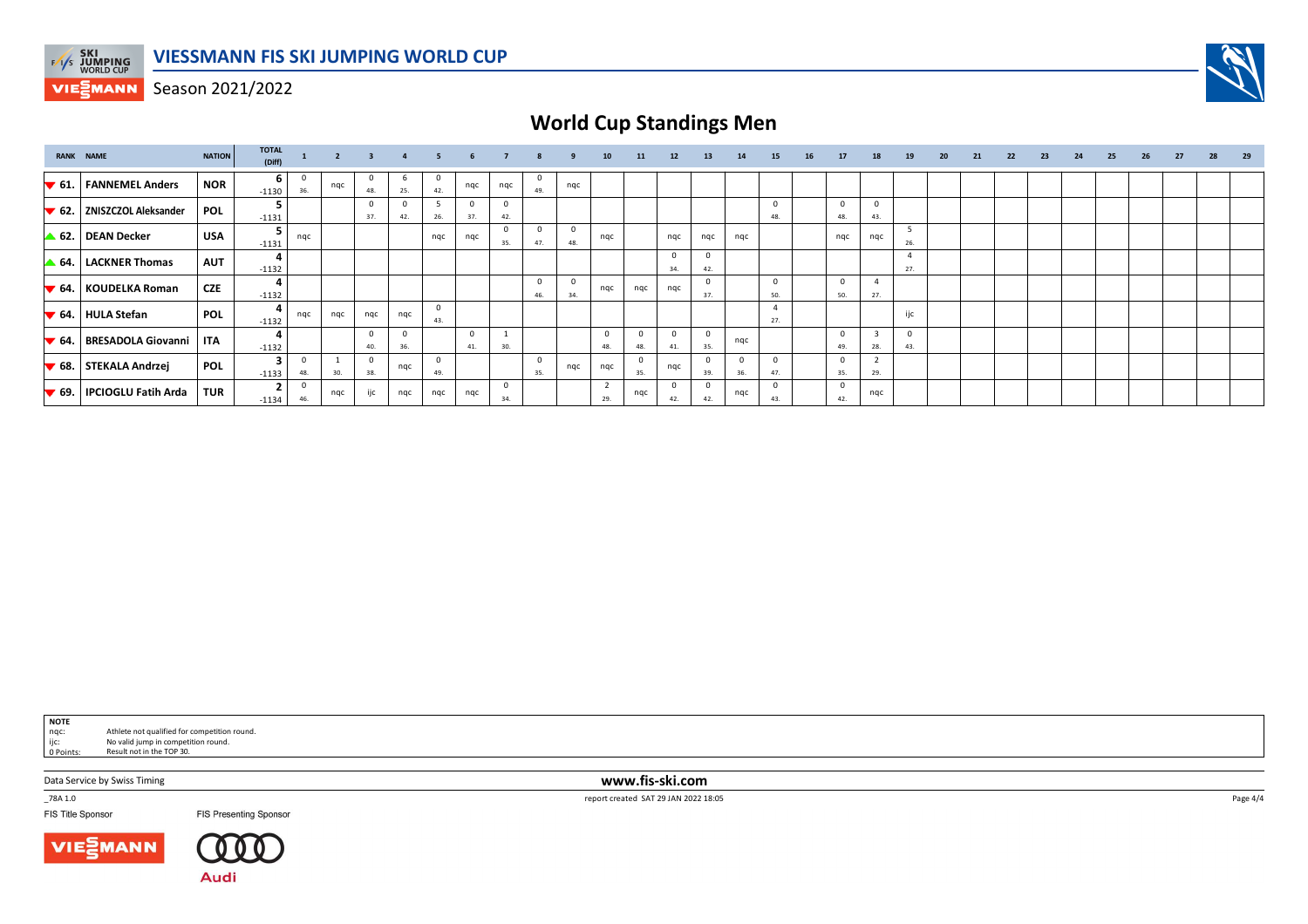# VIESSMANN FIS SKI JUMPING WORLD CUP

Season 2021/2022

## World Cup Standings Men

| RANK | NAME | NATION | TOTAL (Diff) | 1 | 2 | 3 | 4 | 5 | 6 | 7 | 8 | 9 | 10 | 11 | 12 | 13 | 14 | 15 | 16 | 17 | 18 | 19 | 20 | 21 | 22 | 23 | 24 | 25 | 26 | 27 | 28 | 29 |
|---|---|---|---|---|---|---|---|---|---|---|---|---|---|---|---|---|---|---|---|---|---|---|---|---|---|---|---|---|---|---|---|---|
| ▼ 61. | **FANNEMEL Anders** | **NOR** | **6** -1130 | 0 36. | nqc | 0 48. | 6 25. | 0 42. | nqc | nqc | 0 49. | nqc | | | | | | | | | | | | | | | | | | | | |
| ▼ 62. | **ZNISZCZOL Aleksander** | **POL** | **5** -1131 | | | 0 37. | 0 42. | 5 26. | 0 37. | 0 42. | | | | | | | | 0 48. | | 0 48. | 0 43. | | | | | | | | | | | |
| ▲ 62. | **DEAN Decker** | **USA** | **5** -1131 | nqc | | | | nqc | nqc | 0 35. | 0 47. | 0 48. | nqc | | nqc | nqc | nqc | | | nqc | nqc | 5 26. | | | | | | | | | | |
| ▲ 64. | **LACKNER Thomas** | **AUT** | **4** -1132 | | | | | | | | | | | | 0 34. | 0 42. | | | | | | 4 27. | | | | | | | | | | |
| ▼ 64. | **KOUDELKA Roman** | **CZE** | **4** -1132 | | | | | | | | 0 46. | 0 34. | nqc | nqc | nqc | 0 37. | | 0 50. | | 0 50. | 4 27. | | | | | | | | | | | |
| ▼ 64. | **HULA Stefan** | **POL** | **4** -1132 | nqc | nqc | nqc | nqc | 0 43. | | | | | | | | | | 4 27. | | | | ijc | | | | | | | | | | |
| ▼ 64. | **BRESADOLA Giovanni** | **ITA** | **4** -1132 | | | 0 40. | 0 36. | | 0 41. | 1 30. | | | 0 48. | 0 48. | 0 41. | 0 35. | nqc | | | 0 49. | 3 28. | 0 43. | | | | | | | | | | |
| ▼ 68. | **STEKALA Andrzej** | **POL** | **3** -1133 | 0 48. | 1 30. | 0 38. | nqc | 0 49. | | | 0 35. | nqc | nqc | 0 35. | nqc | 0 39. | 0 36. | 0 47. | | 0 35. | 2 29. | | | | | | | | | | | |
| ▼ 69. | **IPCIOGLU Fatih Arda** | **TUR** | **2** -1134 | 0 46. | nqc | ijc | nqc | nqc | nqc | 0 34. | | | 2 29. | nqc | 0 42. | 0 42. | nqc | 0 43. | | 0 42. | nqc | | | | | | | | | | | |

**NOTE**

nqc: Athlete not qualified for competition round.
ijc: No valid jump in competition round.
0 Points: Result not in the TOP 30.

Data Service by Swiss Timing

www.fis-ski.com

_78A 1.0

report created SAT 29 JAN 2022 18:05

FIS Title Sponsor

FIS Presenting Sponsor